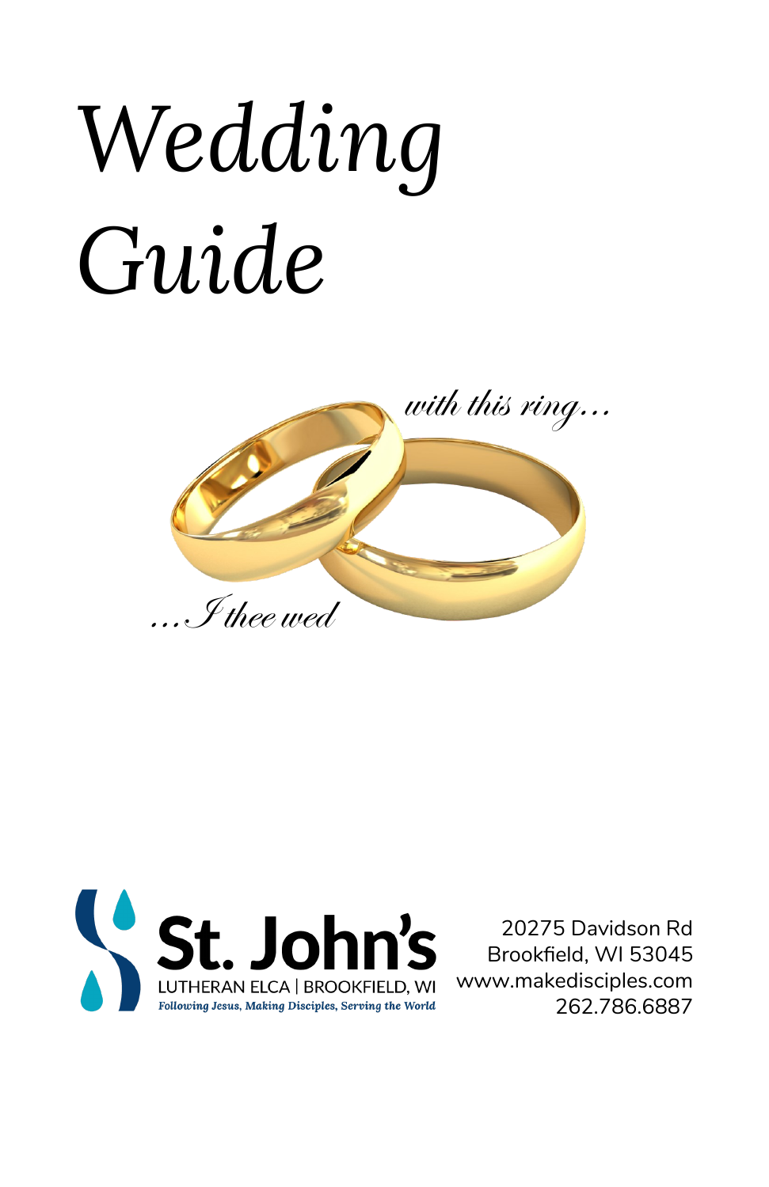# Wedding Guide

*with this ring...*

*...I thee wed*

**St. John's**
LUTHERAN ELCA | BROOKFIELD, WI
*Following Jesus, Making Disciples, Serving the World*

20275 Davidson Rd
Brookfield, WI 53045
www.makedisciples.com
262.786.6887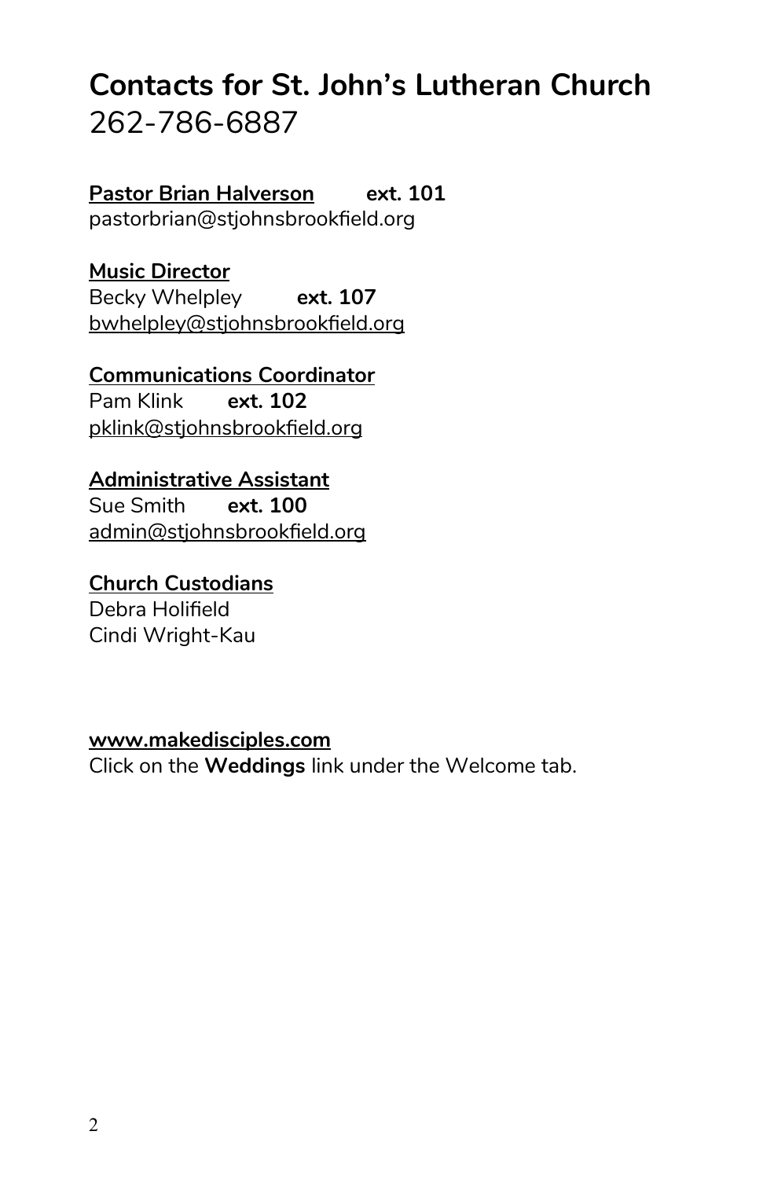# Contacts for St. John's Lutheran Church

262-786-6887

**Pastor Brian Halverson** **ext. 101**
pastorbrian@stjohnsbrookfield.org

**Music Director**
Becky Whelpley **ext. 107**
bwhelpley@stjohnsbrookfield.org

**Communications Coordinator**
Pam Klink **ext. 102**
pklink@stjohnsbrookfield.org

**Administrative Assistant**
Sue Smith **ext. 100**
admin@stjohnsbrookfield.org

**Church Custodians**
Debra Holifield
Cindi Wright-Kau

**www.makedisciples.com**
Click on the **Weddings** link under the Welcome tab.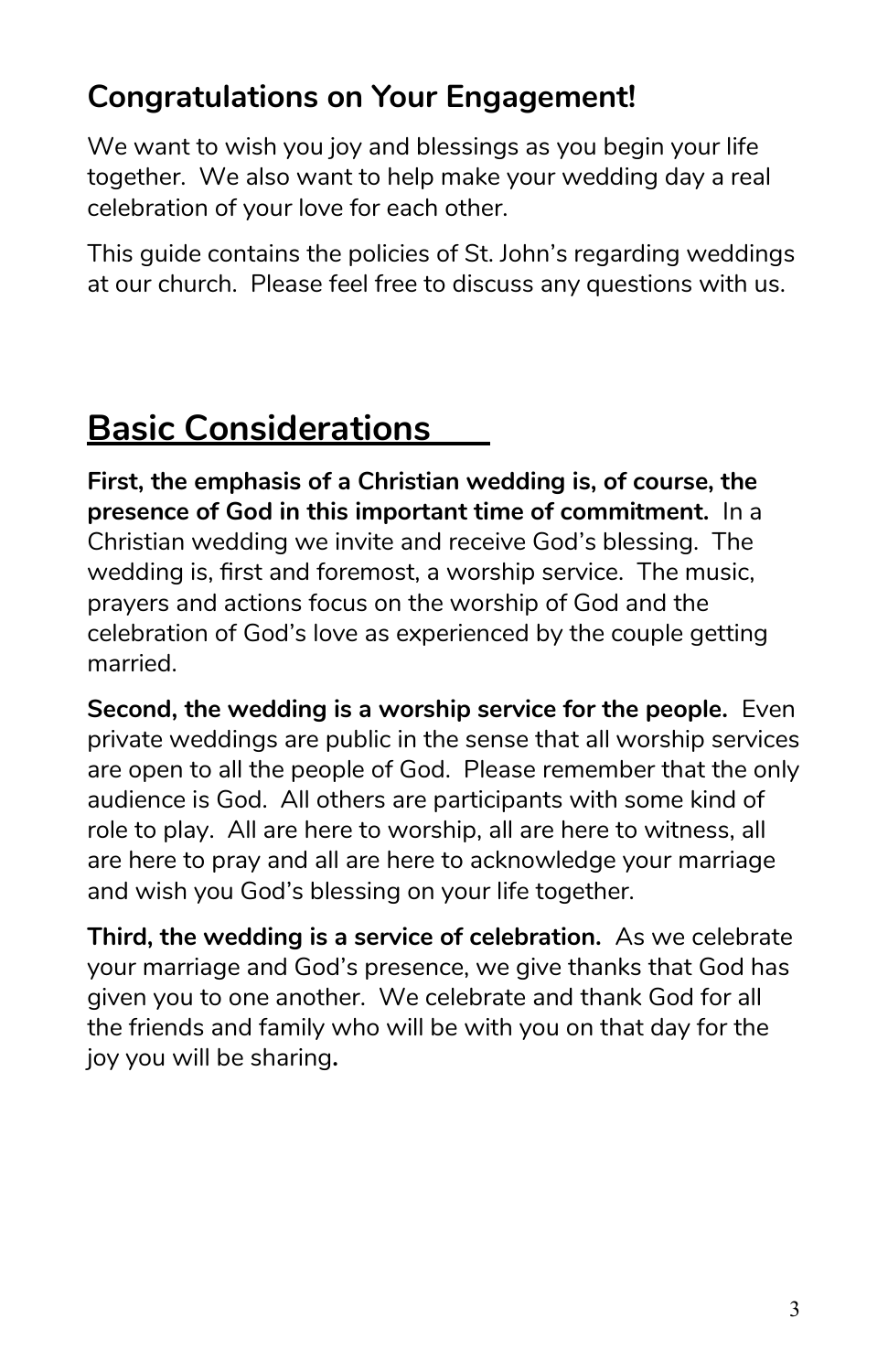## Congratulations on Your Engagement!

We want to wish you joy and blessings as you begin your life together. We also want to help make your wedding day a real celebration of your love for each other.

This guide contains the policies of St. John's regarding weddings at our church. Please feel free to discuss any questions with us.

# Basic Considerations

**First, the emphasis of a Christian wedding is, of course, the presence of God in this important time of commitment.** In a Christian wedding we invite and receive God's blessing. The wedding is, first and foremost, a worship service. The music, prayers and actions focus on the worship of God and the celebration of God's love as experienced by the couple getting married.

**Second, the wedding is a worship service for the people.** Even private weddings are public in the sense that all worship services are open to all the people of God. Please remember that the only audience is God. All others are participants with some kind of role to play. All are here to worship, all are here to witness, all are here to pray and all are here to acknowledge your marriage and wish you God's blessing on your life together.

**Third, the wedding is a service of celebration.** As we celebrate your marriage and God's presence, we give thanks that God has given you to one another. We celebrate and thank God for all the friends and family who will be with you on that day for the joy you will be sharing.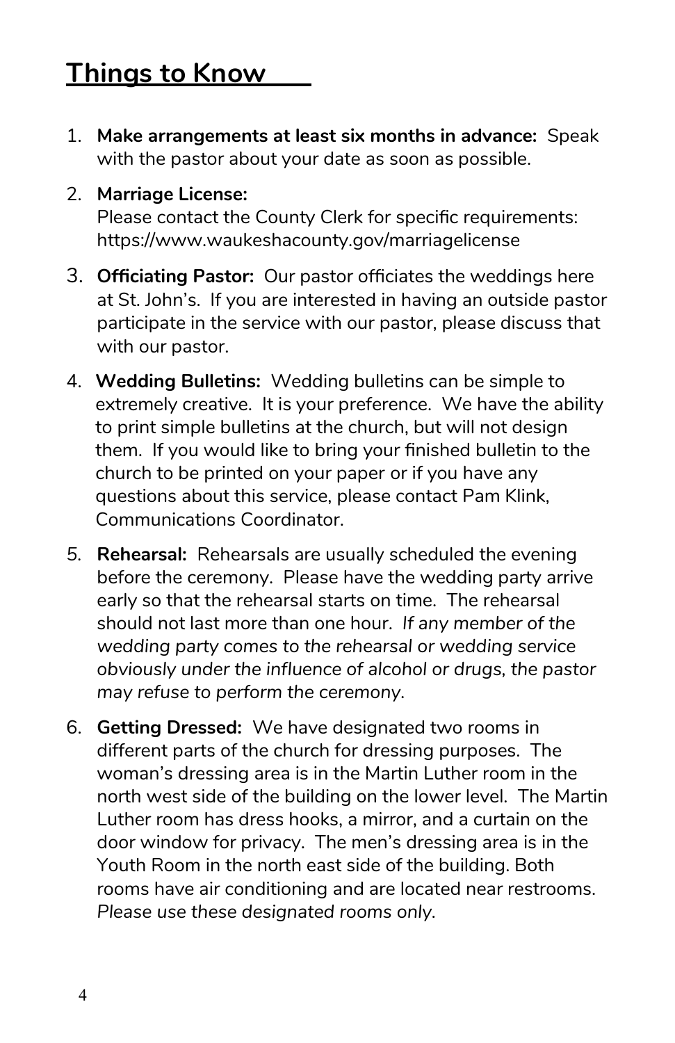## Things to Know

1. **Make arrangements at least six months in advance:** Speak with the pastor about your date as soon as possible.

2. **Marriage License:**
   Please contact the County Clerk for specific requirements: https://www.waukeshacounty.gov/marriagelicense

3. **Officiating Pastor:** Our pastor officiates the weddings here at St. John's. If you are interested in having an outside pastor participate in the service with our pastor, please discuss that with our pastor.

4. **Wedding Bulletins:** Wedding bulletins can be simple to extremely creative. It is your preference. We have the ability to print simple bulletins at the church, but will not design them. If you would like to bring your finished bulletin to the church to be printed on your paper or if you have any questions about this service, please contact Pam Klink, Communications Coordinator.

5. **Rehearsal:** Rehearsals are usually scheduled the evening before the ceremony. Please have the wedding party arrive early so that the rehearsal starts on time. The rehearsal should not last more than one hour. *If any member of the wedding party comes to the rehearsal or wedding service obviously under the influence of alcohol or drugs, the pastor may refuse to perform the ceremony.*

6. **Getting Dressed:** We have designated two rooms in different parts of the church for dressing purposes. The woman's dressing area is in the Martin Luther room in the north west side of the building on the lower level. The Martin Luther room has dress hooks, a mirror, and a curtain on the door window for privacy. The men's dressing area is in the Youth Room in the north east side of the building. Both rooms have air conditioning and are located near restrooms. *Please use these designated rooms only.*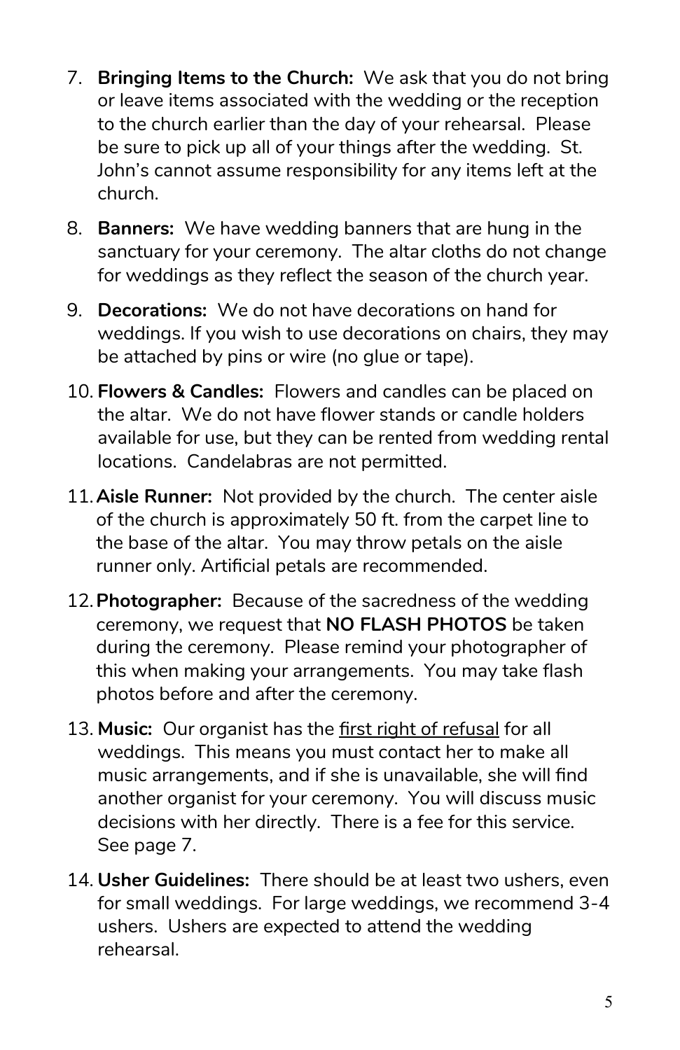7. **Bringing Items to the Church:** We ask that you do not bring or leave items associated with the wedding or the reception to the church earlier than the day of your rehearsal. Please be sure to pick up all of your things after the wedding. St. John's cannot assume responsibility for any items left at the church.

8. **Banners:** We have wedding banners that are hung in the sanctuary for your ceremony. The altar cloths do not change for weddings as they reflect the season of the church year.

9. **Decorations:** We do not have decorations on hand for weddings. If you wish to use decorations on chairs, they may be attached by pins or wire (no glue or tape).

10. **Flowers & Candles:** Flowers and candles can be placed on the altar. We do not have flower stands or candle holders available for use, but they can be rented from wedding rental locations. Candelabras are not permitted.

11. **Aisle Runner:** Not provided by the church. The center aisle of the church is approximately 50 ft. from the carpet line to the base of the altar. You may throw petals on the aisle runner only. Artificial petals are recommended.

12. **Photographer:** Because of the sacredness of the wedding ceremony, we request that **NO FLASH PHOTOS** be taken during the ceremony. Please remind your photographer of this when making your arrangements. You may take flash photos before and after the ceremony.

13. **Music:** Our organist has the first right of refusal for all weddings. This means you must contact her to make all music arrangements, and if she is unavailable, she will find another organist for your ceremony. You will discuss music decisions with her directly. There is a fee for this service. See page 7.

14. **Usher Guidelines:** There should be at least two ushers, even for small weddings. For large weddings, we recommend 3-4 ushers. Ushers are expected to attend the wedding rehearsal.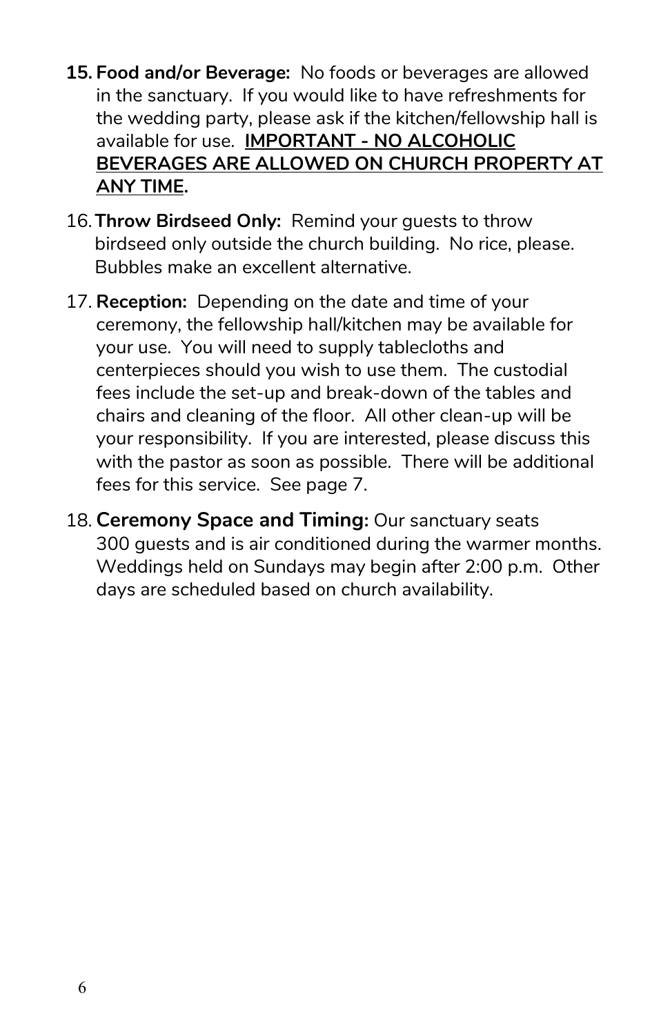15. **Food and/or Beverage:** No foods or beverages are allowed in the sanctuary. If you would like to have refreshments for the wedding party, please ask if the kitchen/fellowship hall is available for use. **IMPORTANT - NO ALCOHOLIC BEVERAGES ARE ALLOWED ON CHURCH PROPERTY AT ANY TIME.**

16. **Throw Birdseed Only:** Remind your guests to throw birdseed only outside the church building. No rice, please. Bubbles make an excellent alternative.

17. **Reception:** Depending on the date and time of your ceremony, the fellowship hall/kitchen may be available for your use. You will need to supply tablecloths and centerpieces should you wish to use them. The custodial fees include the set-up and break-down of the tables and chairs and cleaning of the floor. All other clean-up will be your responsibility. If you are interested, please discuss this with the pastor as soon as possible. There will be additional fees for this service. See page 7.

18. **Ceremony Space and Timing:** Our sanctuary seats 300 guests and is air conditioned during the warmer months. Weddings held on Sundays may begin after 2:00 p.m. Other days are scheduled based on church availability.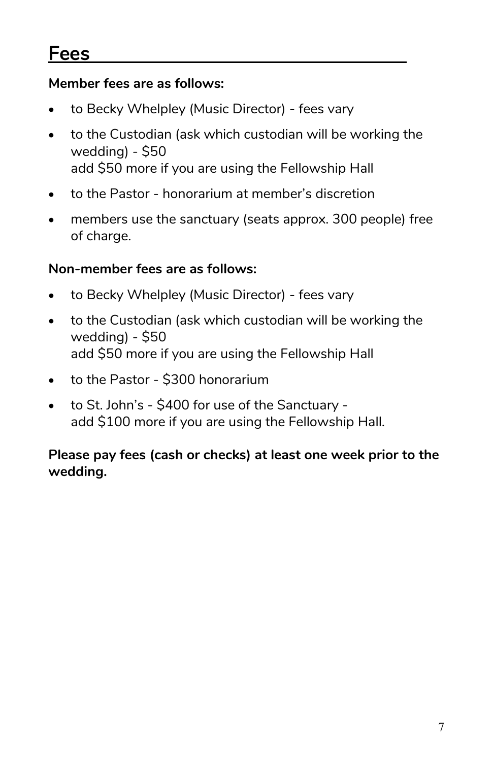## Fees

**Member fees are as follows:**

- to Becky Whelpley (Music Director) - fees vary
- to the Custodian (ask which custodian will be working the wedding) - $50
  add $50 more if you are using the Fellowship Hall
- to the Pastor - honorarium at member's discretion
- members use the sanctuary (seats approx. 300 people) free of charge.

**Non-member fees are as follows:**

- to Becky Whelpley (Music Director) - fees vary
- to the Custodian (ask which custodian will be working the wedding) - $50
  add $50 more if you are using the Fellowship Hall
- to the Pastor - $300 honorarium
- to St. John's - $400 for use of the Sanctuary -
  add $100 more if you are using the Fellowship Hall.

**Please pay fees (cash or checks) at least one week prior to the wedding.**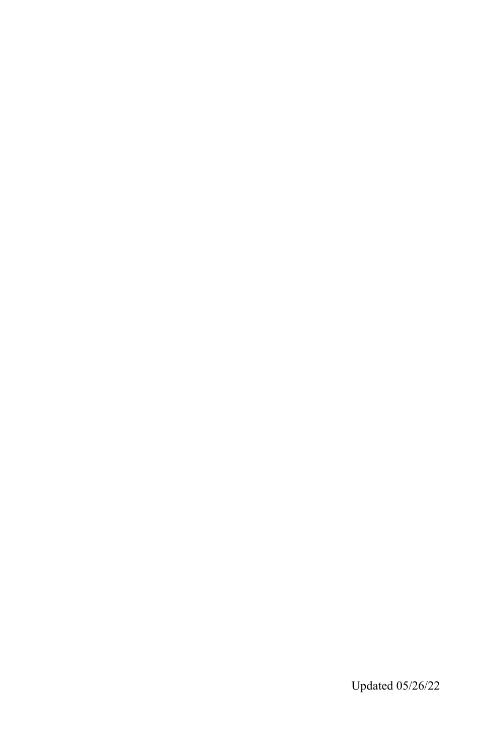Updated 05/26/22